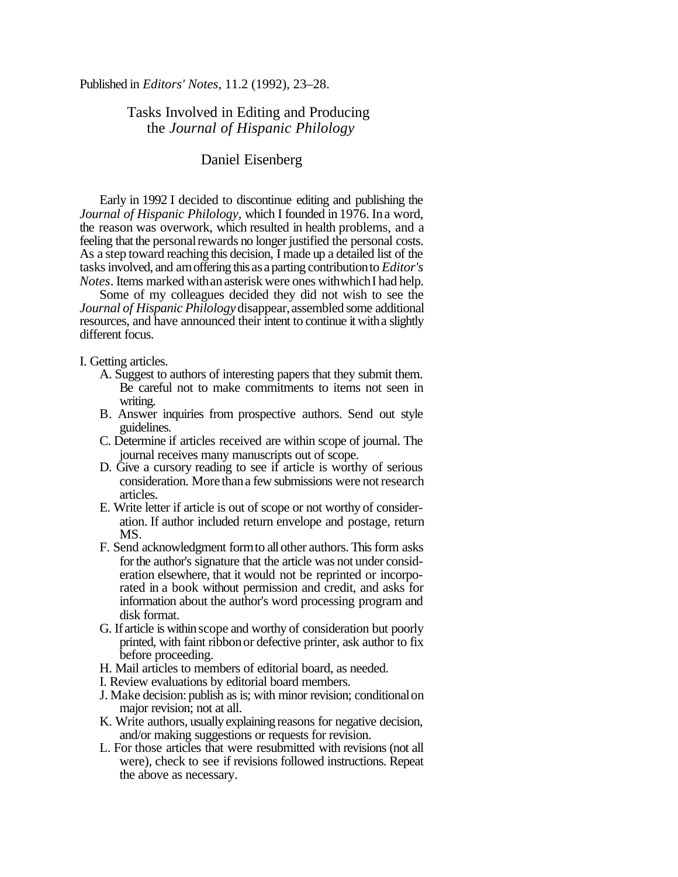Published in *Editors' Notes*, 11.2 (1992), 23–28.

# Tasks Involved in Editing and Producing the *Journal of Hispanic Philology*

## Daniel Eisenberg

Early in 1992 I decided to discontinue editing and publishing the *Journal of Hispanic Philology*, which I founded in 1976. In a word, the reason was overwork, which resulted in health problems, and a feeling that the personal rewards no longer justified the personal costs. As a step toward reaching this decision, I made up a detailed list of the tasks involved, and am offering this as a parting contribution to *Editor's Notes*. Items marked with an asterisk were ones with which I had help.

Some of my colleagues decided they did not wish to see the *Journal of Hispanic Philology* disappear, assembled some additional resources, and have announced their intent to continue it with a slightly different focus.

I. Getting articles.

- A. Suggest to authors of interesting papers that they submit them. Be careful not to make commitments to items not seen in writing.
- B. Answer inquiries from prospective authors. Send out style guidelines.
- C. Determine if articles received are within scope of journal. The journal receives many manuscripts out of scope.
- D. Give a cursory reading to see if article is worthy of serious consideration. More than a few submissions were not research articles.
- E. Write letter if article is out of scope or not worthy of consideration. If author included return envelope and postage, return MS.
- F. Send acknowledgment form to all other authors. This form asks for the author's signature that the article was not under consideration elsewhere, that it would not be reprinted or incorporated in a book without permission and credit, and asks for information about the author's word processing program and disk format.
- G. If article is within scope and worthy of consideration but poorly printed, with faint ribbon or defective printer, ask author to fix before proceeding.
- H. Mail articles to members of editorial board, as needed.
- I. Review evaluations by editorial board members.
- J. Make decision: publish as is; with minor revision; conditional on major revision; not at all.
- K. Write authors, usually explaining reasons for negative decision, and/or making suggestions or requests for revision.
- L. For those articles that were resubmitted with revisions (not all were), check to see if revisions followed instructions. Repeat the above as necessary.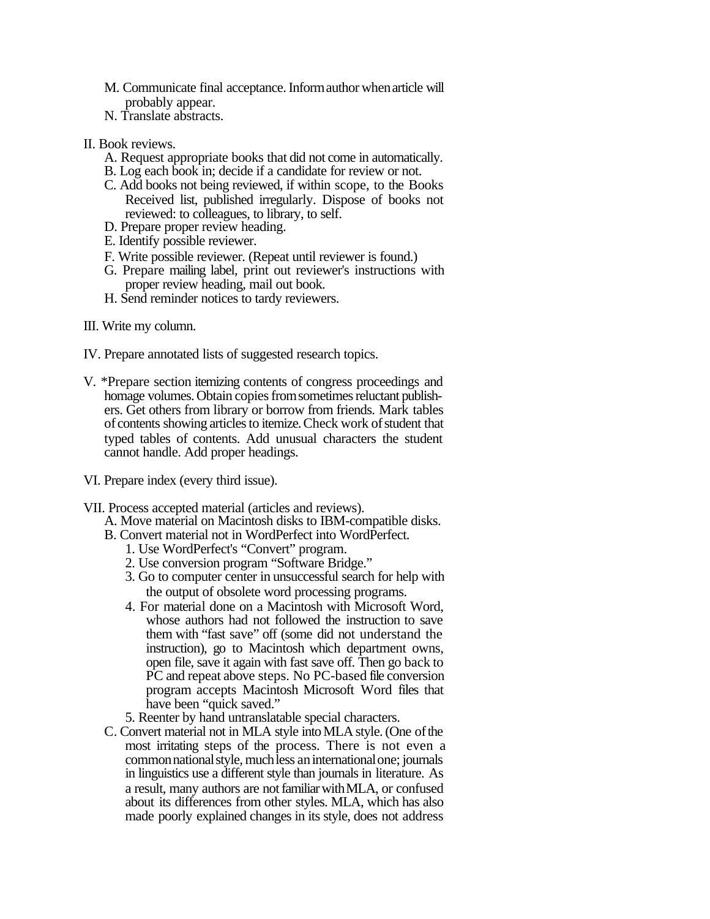M. Communicate final acceptance. Inform author when article will probably appear.

N. Translate abstracts.

II. Book reviews.

A. Request appropriate books that did not come in automatically.

B. Log each book in; decide if a candidate for review or not.

C. Add books not being reviewed, if within scope, to the Books Received list, published irregularly. Dispose of books not reviewed: to colleagues, to library, to self.

D. Prepare proper review heading.

E. Identify possible reviewer.

F. Write possible reviewer. (Repeat until reviewer is found.)

G. Prepare mailing label, print out reviewer's instructions with proper review heading, mail out book.

H. Send reminder notices to tardy reviewers.

III. Write my column.

IV. Prepare annotated lists of suggested research topics.

V. *Prepare section itemizing contents of congress proceedings and homage volumes. Obtain copies from sometimes reluctant publishers. Get others from library or borrow from friends. Mark tables of contents showing articles to itemize. Check work of student that typed tables of contents. Add unusual characters the student cannot handle. Add proper headings.

VI. Prepare index (every third issue).

VII. Process accepted material (articles and reviews).

A. Move material on Macintosh disks to IBM-compatible disks.

B. Convert material not in WordPerfect into WordPerfect.

1. Use WordPerfect's "Convert" program.
2. Use conversion program "Software Bridge."
3. Go to computer center in unsuccessful search for help with the output of obsolete word processing programs.
4. For material done on a Macintosh with Microsoft Word, whose authors had not followed the instruction to save them with "fast save" off (some did not understand the instruction), go to Macintosh which department owns, open file, save it again with fast save off. Then go back to PC and repeat above steps. No PC-based file conversion program accepts Macintosh Microsoft Word files that have been "quick saved."
5. Reenter by hand untranslatable special characters.

C. Convert material not in MLA style into MLA style. (One of the most irritating steps of the process. There is not even a common national style, much less an international one; journals in linguistics use a different style than journals in literature. As a result, many authors are not familiar with MLA, or confused about its differences from other styles. MLA, which has also made poorly explained changes in its style, does not address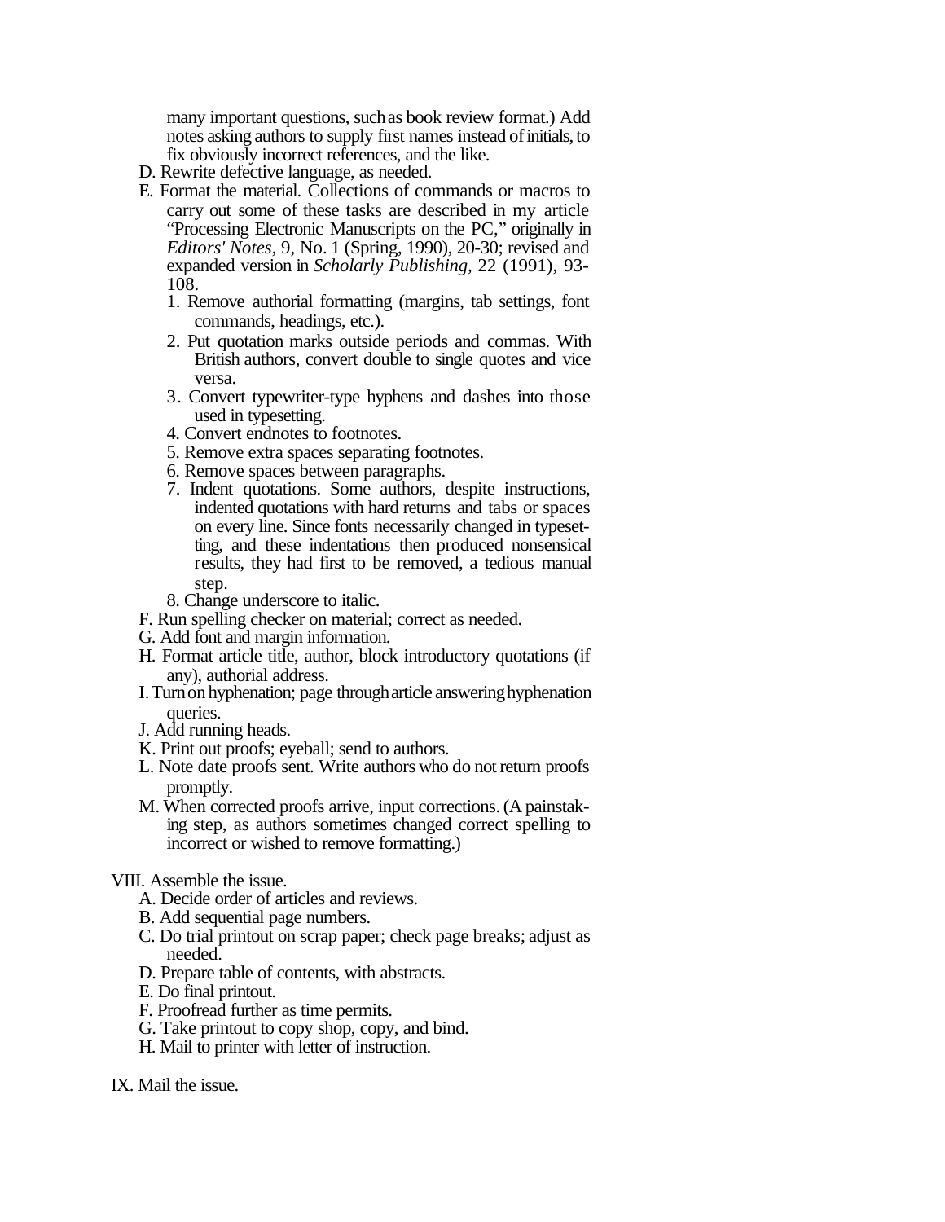many important questions, such as book review format.) Add notes asking authors to supply first names instead of initials, to fix obviously incorrect references, and the like.

- D. Rewrite defective language, as needed.
- E. Format the material. Collections of commands or macros to carry out some of these tasks are described in my article "Processing Electronic Manuscripts on the PC," originally in *Editors' Notes*, 9, No. 1 (Spring, 1990), 20-30; revised and expanded version in *Scholarly Publishing*, 22 (1991), 93-108.
  1. Remove authorial formatting (margins, tab settings, font commands, headings, etc.).
  2. Put quotation marks outside periods and commas. With British authors, convert double to single quotes and vice versa.
  3. Convert typewriter-type hyphens and dashes into those used in typesetting.
  4. Convert endnotes to footnotes.
  5. Remove extra spaces separating footnotes.
  6. Remove spaces between paragraphs.
  7. Indent quotations. Some authors, despite instructions, indented quotations with hard returns and tabs or spaces on every line. Since fonts necessarily changed in typesetting, and these indentations then produced nonsensical results, they had first to be removed, a tedious manual step.
  8. Change underscore to italic.
- F. Run spelling checker on material; correct as needed.
- G. Add font and margin information.
- H. Format article title, author, block introductory quotations (if any), authorial address.
- I. Turn on hyphenation; page through article answering hyphenation queries.
- J. Add running heads.
- K. Print out proofs; eyeball; send to authors.
- L. Note date proofs sent. Write authors who do not return proofs promptly.
- M. When corrected proofs arrive, input corrections. (A painstaking step, as authors sometimes changed correct spelling to incorrect or wished to remove formatting.)

VIII. Assemble the issue.

- A. Decide order of articles and reviews.
- B. Add sequential page numbers.
- C. Do trial printout on scrap paper; check page breaks; adjust as needed.
- D. Prepare table of contents, with abstracts.
- E. Do final printout.
- F. Proofread further as time permits.
- G. Take printout to copy shop, copy, and bind.
- H. Mail to printer with letter of instruction.

IX. Mail the issue.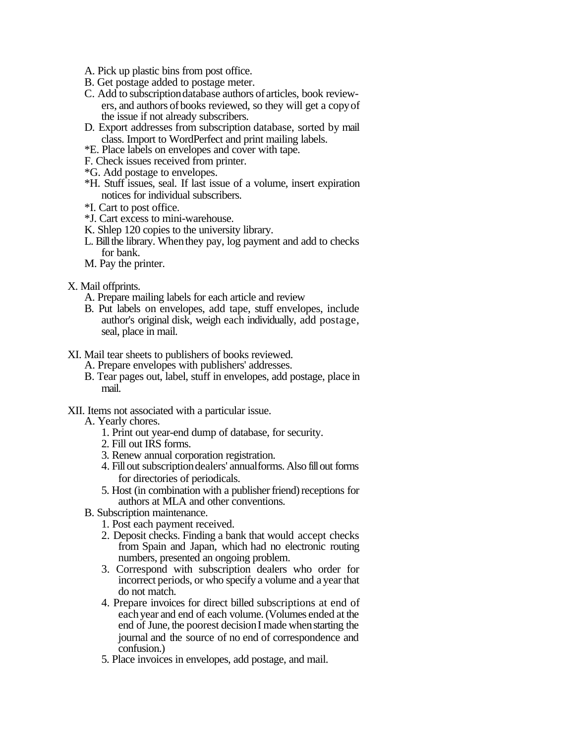A. Pick up plastic bins from post office.

B. Get postage added to postage meter.

C. Add to subscription database authors of articles, book reviewers, and authors of books reviewed, so they will get a copy of the issue if not already subscribers.

D. Export addresses from subscription database, sorted by mail class. Import to WordPerfect and print mailing labels.

*E. Place labels on envelopes and cover with tape.

F. Check issues received from printer.

*G. Add postage to envelopes.

*H. Stuff issues, seal. If last issue of a volume, insert expiration notices for individual subscribers.

*I. Cart to post office.

*J. Cart excess to mini-warehouse.

K. Shlep 120 copies to the university library.

L. Bill the library. When they pay, log payment and add to checks for bank.

M. Pay the printer.

X. Mail offprints.

A. Prepare mailing labels for each article and review

B. Put labels on envelopes, add tape, stuff envelopes, include author's original disk, weigh each individually, add postage, seal, place in mail.

XI. Mail tear sheets to publishers of books reviewed.

A. Prepare envelopes with publishers' addresses.

B. Tear pages out, label, stuff in envelopes, add postage, place in mail.

XII. Items not associated with a particular issue.

A. Yearly chores.

1. Print out year-end dump of database, for security.
2. Fill out IRS forms.
3. Renew annual corporation registration.
4. Fill out subscription dealers' annual forms. Also fill out forms for directories of periodicals.
5. Host (in combination with a publisher friend) receptions for authors at MLA and other conventions.

B. Subscription maintenance.

1. Post each payment received.
2. Deposit checks. Finding a bank that would accept checks from Spain and Japan, which had no electronic routing numbers, presented an ongoing problem.
3. Correspond with subscription dealers who order for incorrect periods, or who specify a volume and a year that do not match.
4. Prepare invoices for direct billed subscriptions at end of each year and end of each volume. (Volumes ended at the end of June, the poorest decision I made when starting the journal and the source of no end of correspondence and confusion.)
5. Place invoices in envelopes, add postage, and mail.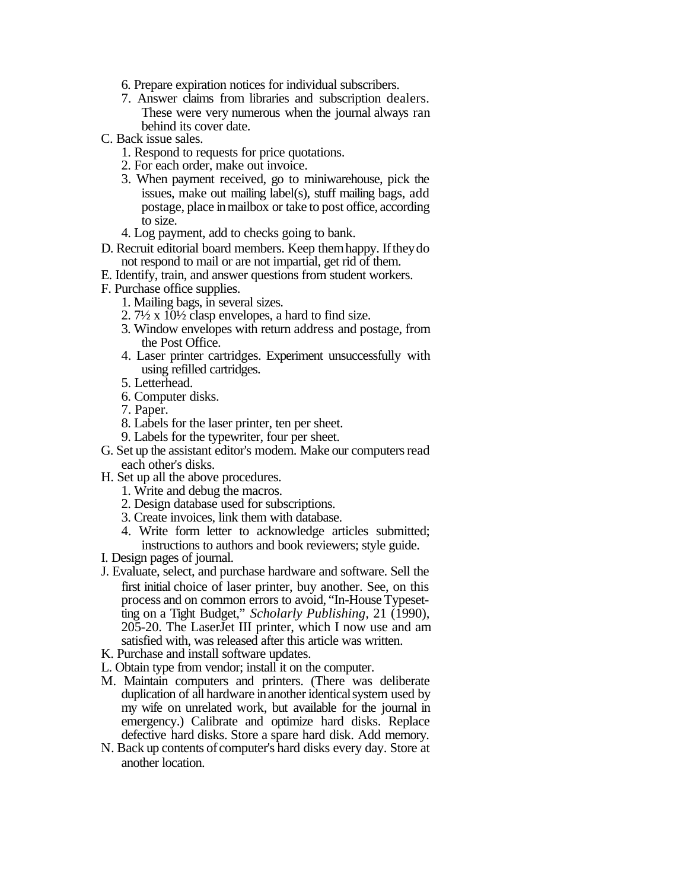6. Prepare expiration notices for individual subscribers.
7. Answer claims from libraries and subscription dealers. These were very numerous when the journal always ran behind its cover date.

C. Back issue sales.

1. Respond to requests for price quotations.
2. For each order, make out invoice.
3. When payment received, go to miniwarehouse, pick the issues, make out mailing label(s), stuff mailing bags, add postage, place in mailbox or take to post office, according to size.
4. Log payment, add to checks going to bank.

D. Recruit editorial board members. Keep them happy. If they do not respond to mail or are not impartial, get rid of them.

E. Identify, train, and answer questions from student workers.

F. Purchase office supplies.

1. Mailing bags, in several sizes.
2. 7½ x 10½ clasp envelopes, a hard to find size.
3. Window envelopes with return address and postage, from the Post Office.
4. Laser printer cartridges. Experiment unsuccessfully with using refilled cartridges.
5. Letterhead.
6. Computer disks.
7. Paper.
8. Labels for the laser printer, ten per sheet.
9. Labels for the typewriter, four per sheet.

G. Set up the assistant editor's modem. Make our computers read each other's disks.

H. Set up all the above procedures.

1. Write and debug the macros.
2. Design database used for subscriptions.
3. Create invoices, link them with database.
4. Write form letter to acknowledge articles submitted; instructions to authors and book reviewers; style guide.

I. Design pages of journal.

J. Evaluate, select, and purchase hardware and software. Sell the first initial choice of laser printer, buy another. See, on this process and on common errors to avoid, "In-House Typesetting on a Tight Budget," *Scholarly Publishing,* 21 (1990), 205-20. The LaserJet III printer, which I now use and am satisfied with, was released after this article was written.

K. Purchase and install software updates.

L. Obtain type from vendor; install it on the computer.

M. Maintain computers and printers. (There was deliberate duplication of all hardware in another identical system used by my wife on unrelated work, but available for the journal in emergency.) Calibrate and optimize hard disks. Replace defective hard disks. Store a spare hard disk. Add memory.

N. Back up contents of computer's hard disks every day. Store at another location.